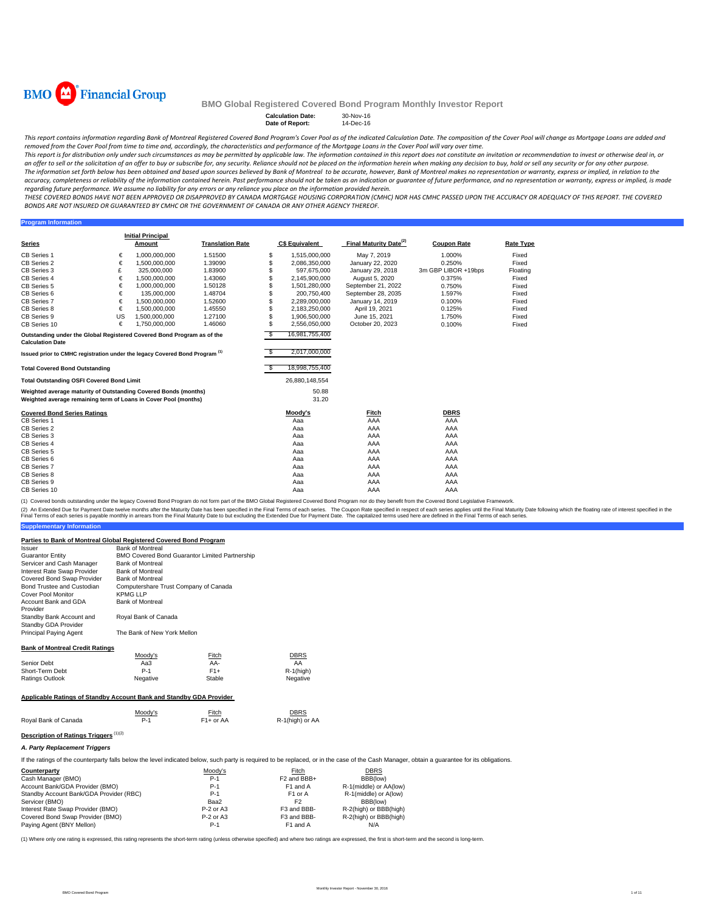BMO Financial Group

# BMO Global Registered Covered Bond Program Monthly Investor Report

**Calculation Date:** 30-Nov-16
**Date of Report:** 14-Dec-16

*This report contains information regarding Bank of Montreal Registered Covered Bond Program's Cover Pool as of the indicated Calculation Date. The composition of the Cover Pool will change as Mortgage Loans are added and removed from the Cover Pool from time to time and, accordingly, the characteristics and performance of the Mortgage Loans in the Cover Pool will vary over time.*

*This report is for distribution only under such circumstances as may be permitted by applicable law. The information contained in this report does not constitute an invitation or recommendation to invest or otherwise deal in, or an offer to sell or the solicitation of an offer to buy or subscribe for, any security. Reliance should not be placed on the information herein when making any decision to buy, hold or sell any security or for any other purpose.*

*The information set forth below has been obtained and based upon sources believed by Bank of Montreal to be accurate, however, Bank of Montreal makes no representation or warranty, express or implied, in relation to the accuracy, completeness or reliability of the information contained herein. Past performance should not be taken as an indication or guarantee of future performance, and no representation or warranty, express or implied, is made regarding future performance. We assume no liability for any errors or any reliance you place on the information provided herein.*

*THESE COVERED BONDS HAVE NOT BEEN APPROVED OR DISAPPROVED BY CANADA MORTGAGE HOUSING CORPORATION (CMHC) NOR HAS CMHC PASSED UPON THE ACCURACY OR ADEQUACY OF THIS REPORT. THE COVERED BONDS ARE NOT INSURED OR GUARANTEED BY CMHC OR THE GOVERNMENT OF CANADA OR ANY OTHER AGENCY THEREOF.*

## Program Information

| Series | | Initial Principal Amount | Translation Rate | | C$ Equivalent | Final Maturity Date[(2)] | Coupon Rate | Rate Type |
|---|---|---|---|---|---|---|---|---|
| CB Series 1 | € | 1,000,000,000 | 1.51500 | $ | 1,515,000,000 | May 7, 2019 | 1.000% | Fixed |
| CB Series 2 | € | 1,500,000,000 | 1.39090 | $ | 2,086,350,000 | January 22, 2020 | 0.250% | Fixed |
| CB Series 3 | £ | 325,000,000 | 1.83900 | $ | 597,675,000 | January 29, 2018 | 3m GBP LIBOR +19bps | Floating |
| CB Series 4 | € | 1,500,000,000 | 1.43060 | $ | 2,145,900,000 | August 5, 2020 | 0.375% | Fixed |
| CB Series 5 | € | 1,000,000,000 | 1.50128 | $ | 1,501,280,000 | September 21, 2022 | 0.750% | Fixed |
| CB Series 6 | € | 135,000,000 | 1.48704 | $ | 200,750,400 | September 28, 2035 | 1.597% | Fixed |
| CB Series 7 | € | 1,500,000,000 | 1.52600 | $ | 2,289,000,000 | January 14, 2019 | 0.100% | Fixed |
| CB Series 8 | € | 1,500,000,000 | 1.45550 | $ | 2,183,250,000 | April 19, 2021 | 0.125% | Fixed |
| CB Series 9 | US | 1,500,000,000 | 1.27100 | $ | 1,906,500,000 | June 15, 2021 | 1.750% | Fixed |
| CB Series 10 | € | 1,750,000,000 | 1.46060 | $ | 2,556,050,000 | October 20, 2023 | 0.100% | Fixed |

| | | |
|---|---|---|
| **Outstanding under the Global Registered Covered Bond Program as of the Calculation Date** | $ | 16,981,755,400 |
| **Issued prior to CMHC registration under the legacy Covered Bond Program [(1)]** | $ | 2,017,000,000 |
| **Total Covered Bond Outstanding** | $ | 18,998,755,400 |
| **Total Outstanding OSFI Covered Bond Limit** | | 26,880,148,554 |
| **Weighted average maturity of Outstanding Covered Bonds (months)** | | 50.88 |
| **Weighted average remaining term of Loans in Cover Pool (months)** | | 31.20 |

| Covered Bond Series Ratings | Moody's | Fitch | DBRS |
|---|---|---|---|
| CB Series 1 | Aaa | AAA | AAA |
| CB Series 2 | Aaa | AAA | AAA |
| CB Series 3 | Aaa | AAA | AAA |
| CB Series 4 | Aaa | AAA | AAA |
| CB Series 5 | Aaa | AAA | AAA |
| CB Series 6 | Aaa | AAA | AAA |
| CB Series 7 | Aaa | AAA | AAA |
| CB Series 8 | Aaa | AAA | AAA |
| CB Series 9 | Aaa | AAA | AAA |
| CB Series 10 | Aaa | AAA | AAA |

(1) Covered bonds outstanding under the legacy Covered Bond Program do not form part of the BMO Global Registered Covered Bond Program nor do they benefit from the Covered Bond Legislative Framework.

(2) An Extended Due for Payment Date twelve months after the Maturity Date has been specified in the Final Terms of each series. The Coupon Rate specified in respect of each series applies until the Final Maturity Date following which the floating rate of interest specified in the Final Terms of each series is payable monthly in arrears from the Final Maturity Date to but excluding the Extended Due for Payment Date. The capitalized terms used here are defined in the Final Terms of each series.

## Supplementary Information

### Parties to Bank of Montreal Global Registered Covered Bond Program

| | |
|---|---|
| Issuer | Bank of Montreal |
| Guarantor Entity | BMO Covered Bond Guarantor Limited Partnership |
| Servicer and Cash Manager | Bank of Montreal |
| Interest Rate Swap Provider | Bank of Montreal |
| Covered Bond Swap Provider | Bank of Montreal |
| Bond Trustee and Custodian | Computershare Trust Company of Canada |
| Cover Pool Monitor | KPMG LLP |
| Account Bank and GDA Provider | Bank of Montreal |
| Standby Bank Account and Standby GDA Provider | Royal Bank of Canada |
| Principal Paying Agent | The Bank of New York Mellon |

### Bank of Montreal Credit Ratings

| | Moody's | Fitch | DBRS |
|---|---|---|---|
| Senior Debt | Aa3 | AA- | AA |
| Short-Term Debt | P-1 | F1+ | R-1(high) |
| Ratings Outlook | Negative | Stable | Negative |

### Applicable Ratings of Standby Account Bank and Standby GDA Provider

| | Moody's | Fitch | DBRS |
|---|---|---|---|
| Royal Bank of Canada | P-1 | F1+ or AA | R-1(high) or AA |

### Description of Ratings Triggers [(1)(2)]

***A. Party Replacement Triggers***

If the ratings of the counterparty falls below the level indicated below, such party is required to be replaced, or in the case of the Cash Manager, obtain a guarantee for its obligations.

| Counterparty | Moody's | Fitch | DBRS |
|---|---|---|---|
| Cash Manager (BMO) | P-1 | F2 and BBB+ | BBB(low) |
| Account Bank/GDA Provider (BMO) | P-1 | F1 and A | R-1(middle) or AA(low) |
| Standby Account Bank/GDA Provider (RBC) | P-1 | F1 or A | R-1(middle) or A(low) |
| Servicer (BMO) | Baa2 | F2 | BBB(low) |
| Interest Rate Swap Provider (BMO) | P-2 or A3 | F3 and BBB- | R-2(high) or BBB(high) |
| Covered Bond Swap Provider (BMO) | P-2 or A3 | F3 and BBB- | R-2(high) or BBB(high) |
| Paying Agent (BNY Mellon) | P-1 | F1 and A | N/A |

(1) Where only one rating is expressed, this rating represents the short-term rating (unless otherwise specified) and where two ratings are expressed, the first is short-term and the second is long-term.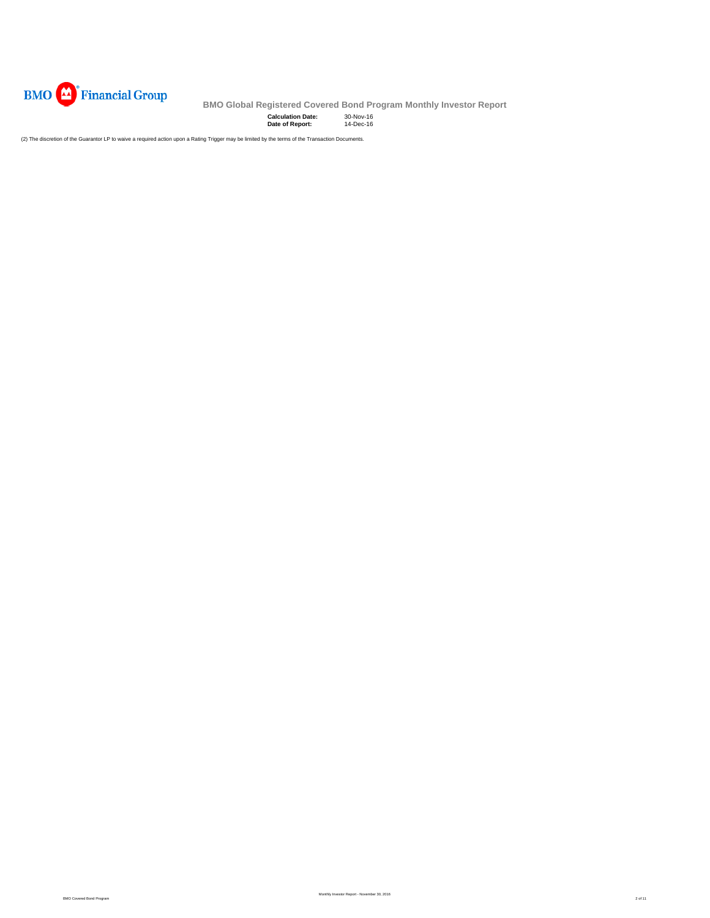# BMO Global Registered Covered Bond Program Monthly Investor Report

**Calculation Date:** 30-Nov-16
**Date of Report:** 14-Dec-16

(2) The discretion of the Guarantor LP to waive a required action upon a Rating Trigger may be limited by the terms of the Transaction Documents.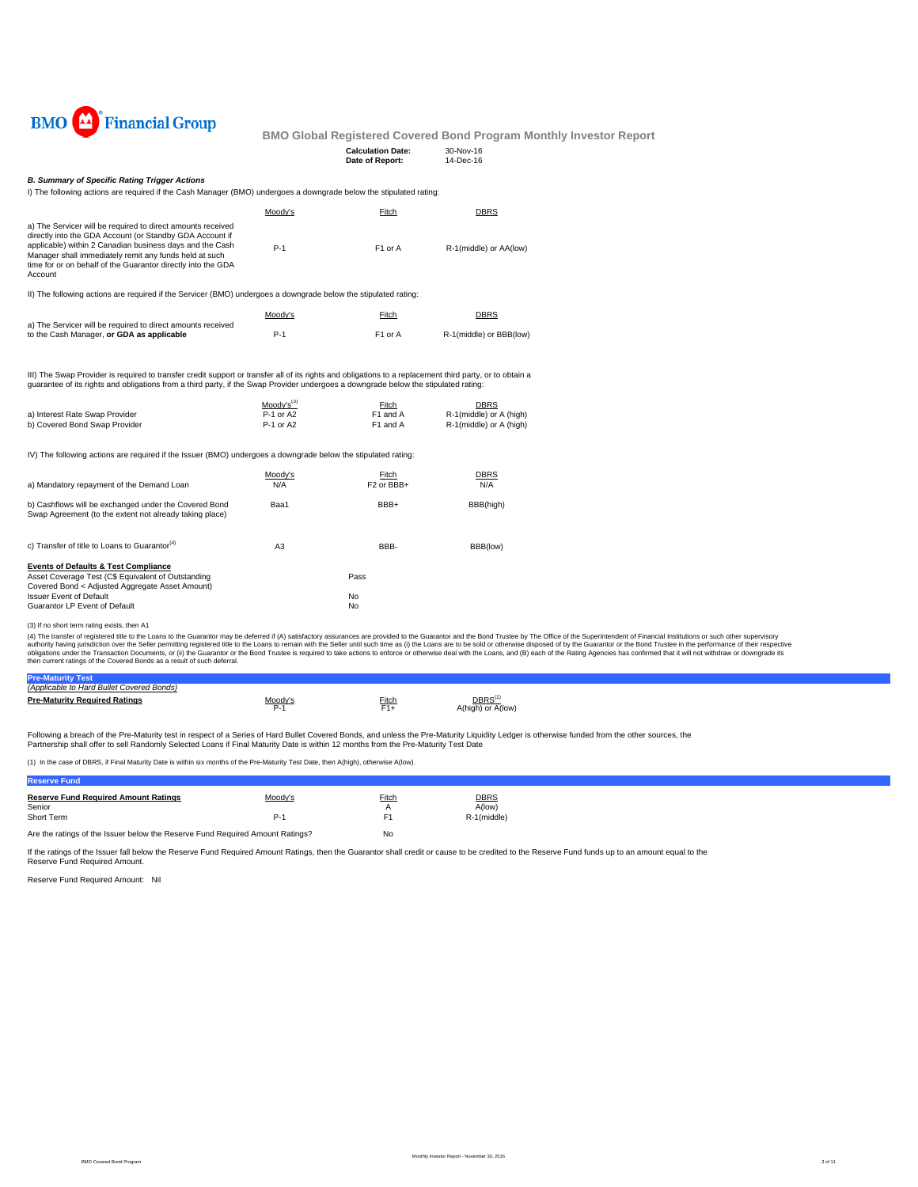BMO Financial Group

## BMO Global Registered Covered Bond Program Monthly Investor Report

**Calculation Date:** 30-Nov-16
**Date of Report:** 14-Dec-16

### *B. Summary of Specific Rating Trigger Actions*

I) The following actions are required if the Cash Manager (BMO) undergoes a downgrade below the stipulated rating:

| | Moody's | Fitch | DBRS |
|---|---|---|---|
| a) The Servicer will be required to direct amounts received directly into the GDA Account (or Standby GDA Account if applicable) within 2 Canadian business days and the Cash Manager shall immediately remit any funds held at such time for or on behalf of the Guarantor directly into the GDA Account | P-1 | F1 or A | R-1(middle) or AA(low) |

II) The following actions are required if the Servicer (BMO) undergoes a downgrade below the stipulated rating:

| | Moody's | Fitch | DBRS |
|---|---|---|---|
| a) The Servicer will be required to direct amounts received to the Cash Manager, **or GDA as applicable** | P-1 | F1 or A | R-1(middle) or BBB(low) |

III) The Swap Provider is required to transfer credit support or transfer all of its rights and obligations to a replacement third party, or to obtain a guarantee of its rights and obligations from a third party, if the Swap Provider undergoes a downgrade below the stipulated rating:

| | Moody's[3] | Fitch | DBRS |
|---|---|---|---|
| a) Interest Rate Swap Provider | P-1 or A2 | F1 and A | R-1(middle) or A (high) |
| b) Covered Bond Swap Provider | P-1 or A2 | F1 and A | R-1(middle) or A (high) |

IV) The following actions are required if the Issuer (BMO) undergoes a downgrade below the stipulated rating:

| | Moody's | Fitch | DBRS |
|---|---|---|---|
| a) Mandatory repayment of the Demand Loan | N/A | F2 or BBB+ | N/A |
| b) Cashflows will be exchanged under the Covered Bond Swap Agreement (to the extent not already taking place) | Baa1 | BBB+ | BBB(high) |
| c) Transfer of title to Loans to Guarantor[4] | A3 | BBB- | BBB(low) |

**Events of Defaults & Test Compliance**

| | |
|---|---|
| Asset Coverage Test (C$ Equivalent of Outstanding Covered Bond < Adjusted Aggregate Asset Amount) | Pass |
| Issuer Event of Default | No |
| Guarantor LP Event of Default | No |

(3) If no short term rating exists, then A1

(4) The transfer of registered title to the Loans to the Guarantor may be deferred if (A) satisfactory assurances are provided to the Guarantor and the Bond Trustee by The Office of the Superintendent of Financial Institutions or such other supervisory authority having jurisdiction over the Seller permitting registered title to the Loans to remain with the Seller until such time as (i) the Loans are to be sold or otherwise disposed of by the Guarantor or the Bond Trustee in the performance of their respective obligations under the Transaction Documents, or (ii) the Guarantor or the Bond Trustee is required to take actions to enforce or otherwise deal with the Loans, and (B) each of the Rating Agencies has confirmed that it will not withdraw or downgrade its then current ratings of the Covered Bonds as a result of such deferral.

### Pre-Maturity Test

*(Applicable to Hard Bullet Covered Bonds)*

| **Pre-Maturity Required Ratings** | Moody's | Fitch | DBRS[1] |
|---|---|---|---|
| | P-1 | F1+ | A(high) or A(low) |

Following a breach of the Pre-Maturity test in respect of a Series of Hard Bullet Covered Bonds, and unless the Pre-Maturity Liquidity Ledger is otherwise funded from the other sources, the Partnership shall offer to sell Randomly Selected Loans if Final Maturity Date is within 12 months from the Pre-Maturity Test Date

(1) In the case of DBRS, if Final Maturity Date is within six months of the Pre-Maturity Test Date, then A(high), otherwise A(low).

### Reserve Fund

| **Reserve Fund Required Amount Ratings** | Moody's | Fitch | DBRS |
|---|---|---|---|
| Senior | | A | A(low) |
| Short Term | P-1 | F1 | R-1(middle) |

Are the ratings of the Issuer below the Reserve Fund Required Amount Ratings? No

If the ratings of the Issuer fall below the Reserve Fund Required Amount Ratings, then the Guarantor shall credit or cause to be credited to the Reserve Fund funds up to an amount equal to the Reserve Fund Required Amount.

Reserve Fund Required Amount: Nil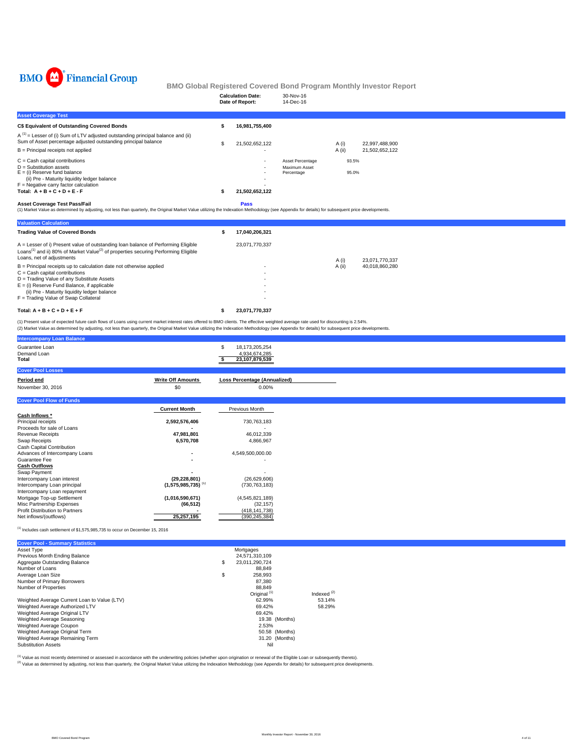BMO Financial Group

# BMO Global Registered Covered Bond Program Monthly Investor Report

**Calculation Date:** 30-Nov-16
**Date of Report:** 14-Dec-16

## Asset Coverage Test

| | | | | |
|---|---|---|---|---|
| **C$ Equivalent of Outstanding Covered Bonds** | **$ 16,981,755,400** | | | |
| A [1] = Lesser of (i) Sum of LTV adjusted outstanding principal balance and (ii) Sum of Asset percentage adjusted outstanding principal balance | $ 21,502,652,122 | | A (i) | 22,997,488,900 |
| B = Principal receipts not applied | - | | A (ii) | 21,502,652,122 |
| C = Cash capital contributions | - | Asset Percentage | 93.5% | |
| D = Substitution assets | - | Maximum Asset Percentage | 95.0% | |
| E = (i) Reserve fund balance | - | | | |
| (ii) Pre - Maturity liquidity ledger balance | - | | | |
| F = Negative carry factor calculation | - | | | |
| **Total: A + B + C + D + E - F** | **$ 21,502,652,122** | | | |

**Asset Coverage Test Pass/Fail** **Pass**

(1) Market Value as determined by adjusting, not less than quarterly, the Original Market Value utilizing the Indexation Methodology (see Appendix for details) for subsequent price developments.

## Valuation Calculation

| | | | |
|---|---|---|---|
| **Trading Value of Covered Bonds** | **$ 17,040,206,321** | | |
| A = Lesser of i) Present value of outstanding loan balance of Performing Eligible Loans[1] and ii) 80% of Market Value[2] of properties securing Performing Eligible Loans, net of adjustments | 23,071,770,337 | A (i) | 23,071,770,337 |
| B = Principal receipts up to calculation date not otherwise applied | - | A (ii) | 40,018,860,280 |
| C = Cash capital contributions | - | | |
| D = Trading Value of any Substitute Assets | - | | |
| E = (i) Reserve Fund Balance, if applicable | - | | |
| (ii) Pre - Maturity liquidity ledger balance | - | | |
| F = Trading Value of Swap Collateral | - | | |
| **Total: A + B + C + D + E + F** | **$ 23,071,770,337** | | |

(1) Present value of expected future cash flows of Loans using current market interest rates offered to BMO clients. The effective weighted average rate used for discounting is 2.54%.
(2) Market Value as determined by adjusting, not less than quarterly, the Original Market Value utilizing the Indexation Methodology (see Appendix for details) for subsequent price developments.

## Intercompany Loan Balance

| | |
|---|---|
| Guarantee Loan | $ 18,173,205,254 |
| Demand Loan | 4,934,674,285 |
| **Total** | **$ 23,107,879,539** |

## Cover Pool Losses

| **Period end** | **Write Off Amounts** | **Loss Percentage (Annualized)** |
|---|---|---|
| November 30, 2016 | $0 | 0.00% |

## Cover Pool Flow of Funds

| | **Current Month** | Previous Month |
|---|---|---|
| **Cash Inflows \*** | | |
| Principal receipts | **2,592,576,406** | 730,763,183 |
| Proceeds for sale of Loans | **-** | - |
| Revenue Receipts | **47,981,801** | 46,012,339 |
| Swap Receipts | **6,570,708** | 4,866,967 |
| Cash Capital Contribution | | |
| Advances of Intercompany Loans | **-** | 4,549,500,000.00 |
| Guarantee Fee | **-** | - |
| **Cash Outflows** | | |
| Swap Payment | **-** | - |
| Intercompany Loan interest | **(29,228,801)** | (26,629,606) |
| Intercompany Loan principal | **(1,575,985,735)** [1] | (730,763,183) |
| Intercompany Loan repayment | | |
| Mortgage Top-up Settlement | **(1,016,590,671)** | (4,545,821,189) |
| Misc Partnership Expenses | **(66,512)** | (32,157) |
| Profit Distribution to Partners | **-** | (418,141,738) |
| Net inflows/(outflows) | **25,257,195** | (390,245,384) |

[1] Includes cash settlement of $1,575,985,735 to occur on December 15, 2016

## Cover Pool - Summary Statistics

| | | |
|---|---|---|
| Asset Type | Mortgages | |
| Previous Month Ending Balance | 24,571,310,109 | |
| Aggregate Outstanding Balance | $ 23,011,290,724 | |
| Number of Loans | 88,849 | |
| Average Loan Size | $ 258,993 | |
| Number of Primary Borrowers | 87,380 | |
| Number of Properties | 88,849 | |
| | Original [1] | Indexed [2] |
| Weighted Average Current Loan to Value (LTV) | 62.99% | 53.14% |
| Weighted Average Authorized LTV | 69.42% | 58.29% |
| Weighted Average Original LTV | 69.42% | |
| Weighted Average Seasoning | 19.38 (Months) | |
| Weighted Average Coupon | 2.53% | |
| Weighted Average Original Term | 50.58 (Months) | |
| Weighted Average Remaining Term | 31.20 (Months) | |
| Substitution Assets | Nil | |

[1] Value as most recently determined or assessed in accordance with the underwriting policies (whether upon origination or renewal of the Eligible Loan or subsequently thereto).
[2] Value as determined by adjusting, not less than quarterly, the Original Market Value utilizing the Indexation Methodology (see Appendix for details) for subsequent price developments.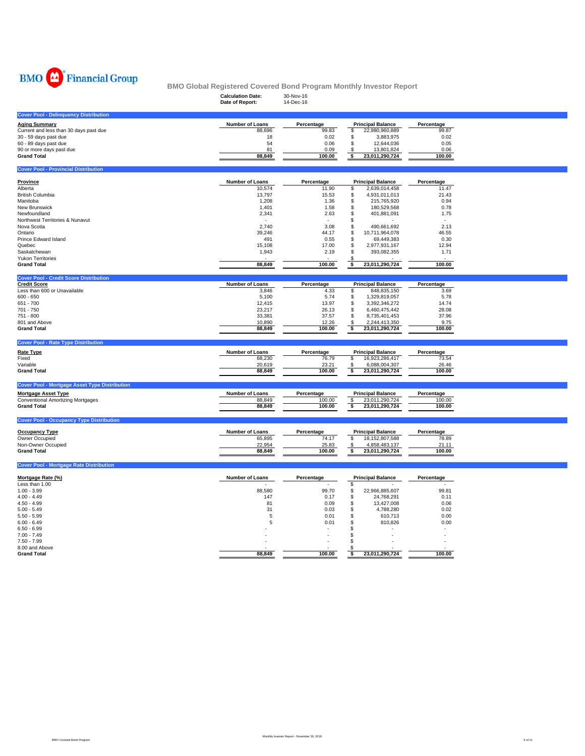BMO Financial Group

# BMO Global Registered Covered Bond Program Monthly Investor Report

**Calculation Date:** 30-Nov-16
**Date of Report:** 14-Dec-16

## Cover Pool - Delinquency Distribution

| Aging Summary | Number of Loans | Percentage | Principal Balance | Percentage |
|---|---|---|---|---|
| Current and less than 30 days past due | 88,696 | 99.83 | $ 22,980,960,889 | 99.87 |
| 30 - 59 days past due | 18 | 0.02 | $ 3,883,975 | 0.02 |
| 60 - 89 days past due | 54 | 0.06 | $ 12,644,036 | 0.05 |
| 90 or more days past due | 81 | 0.09 | $ 13,801,824 | 0.06 |
| **Grand Total** | **88,849** | **100.00** | **$ 23,011,290,724** | **100.00** |

## Cover Pool - Provincial Distribution

| Province | Number of Loans | Percentage | Principal Balance | Percentage |
|---|---|---|---|---|
| Alberta | 10,574 | 11.90 | $ 2,639,014,458 | 11.47 |
| British Columbia | 13,797 | 15.53 | $ 4,931,011,013 | 21.43 |
| Manitoba | 1,208 | 1.36 | $ 215,765,920 | 0.94 |
| New Brunswick | 1,401 | 1.58 | $ 180,529,568 | 0.78 |
| Newfoundland | 2,341 | 2.63 | $ 401,881,091 | 1.75 |
| Northwest Territories & Nunavut | - | - | $ - | - |
| Nova Scotia | 2,740 | 3.08 | $ 490,661,692 | 2.13 |
| Ontario | 39,246 | 44.17 | $ 10,711,964,078 | 46.55 |
| Prince Edward Island | 491 | 0.55 | $ 69,449,383 | 0.30 |
| Quebec | 15,108 | 17.00 | $ 2,977,931,167 | 12.94 |
| Saskatchewan | 1,943 | 2.19 | $ 393,082,355 | 1.71 |
| Yukon Territories | - | - | $ - | - |
| **Grand Total** | **88,849** | **100.00** | **$ 23,011,290,724** | **100.00** |

## Cover Pool - Credit Score Distribution

| Credit Score | Number of Loans | Percentage | Principal Balance | Percentage |
|---|---|---|---|---|
| Less than 600 or Unavailable | 3,846 | 4.33 | $ 848,835,150 | 3.69 |
| 600 - 650 | 5,100 | 5.74 | $ 1,329,819,057 | 5.78 |
| 651 - 700 | 12,415 | 13.97 | $ 3,392,346,272 | 14.74 |
| 701 - 750 | 23,217 | 26.13 | $ 6,460,475,442 | 28.08 |
| 751 - 800 | 33,381 | 37.57 | $ 8,735,401,453 | 37.96 |
| 801 and Above | 10,890 | 12.26 | $ 2,244,413,350 | 9.75 |
| **Grand Total** | **88,849** | **100.00** | **$ 23,011,290,724** | **100.00** |

## Cover Pool - Rate Type Distribution

| Rate Type | Number of Loans | Percentage | Principal Balance | Percentage |
|---|---|---|---|---|
| Fixed | 68,230 | 76.79 | $ 16,923,286,417 | 73.54 |
| Variable | 20,619 | 23.21 | $ 6,088,004,307 | 26.46 |
| **Grand Total** | **88,849** | **100.00** | **$ 23,011,290,724** | **100.00** |

## Cover Pool - Mortgage Asset Type Distribution

| Mortgage Asset Type | Number of Loans | Percentage | Principal Balance | Percentage |
|---|---|---|---|---|
| Conventional Amortizing Mortgages | 88,849 | 100.00 | $ 23,011,290,724 | 100.00 |
| **Grand Total** | **88,849** | **100.00** | **$ 23,011,290,724** | **100.00** |

## Cover Pool - Occupancy Type Distribution

| Occupancy Type | Number of Loans | Percentage | Principal Balance | Percentage |
|---|---|---|---|---|
| Owner Occupied | 65,895 | 74.17 | $ 18,152,807,588 | 78.89 |
| Non-Owner Occupied | 22,954 | 25.83 | $ 4,858,483,137 | 21.11 |
| **Grand Total** | **88,849** | **100.00** | **$ 23,011,290,724** | **100.00** |

## Cover Pool - Mortgage Rate Distribution

| Mortgage Rate (%) | Number of Loans | Percentage | Principal Balance | Percentage |
|---|---|---|---|---|
| Less than 1.00 | - | - | $ - | - |
| 1.00 - 3.99 | 88,580 | 99.70 | $ 22,966,885,607 | 99.81 |
| 4.00 - 4.49 | 147 | 0.17 | $ 24,768,291 | 0.11 |
| 4.50 - 4.99 | 81 | 0.09 | $ 13,427,008 | 0.06 |
| 5.00 - 5.49 | 31 | 0.03 | $ 4,788,280 | 0.02 |
| 5.50 - 5.99 | 5 | 0.01 | $ 610,713 | 0.00 |
| 6.00 - 6.49 | 5 | 0.01 | $ 810,826 | 0.00 |
| 6.50 - 6.99 | - | - | $ - | - |
| 7.00 - 7.49 | - | - | $ - | - |
| 7.50 - 7.99 | - | - | $ - | - |
| 8.00 and Above | - | - | $ - | - |
| **Grand Total** | **88,849** | **100.00** | **$ 23,011,290,724** | **100.00** |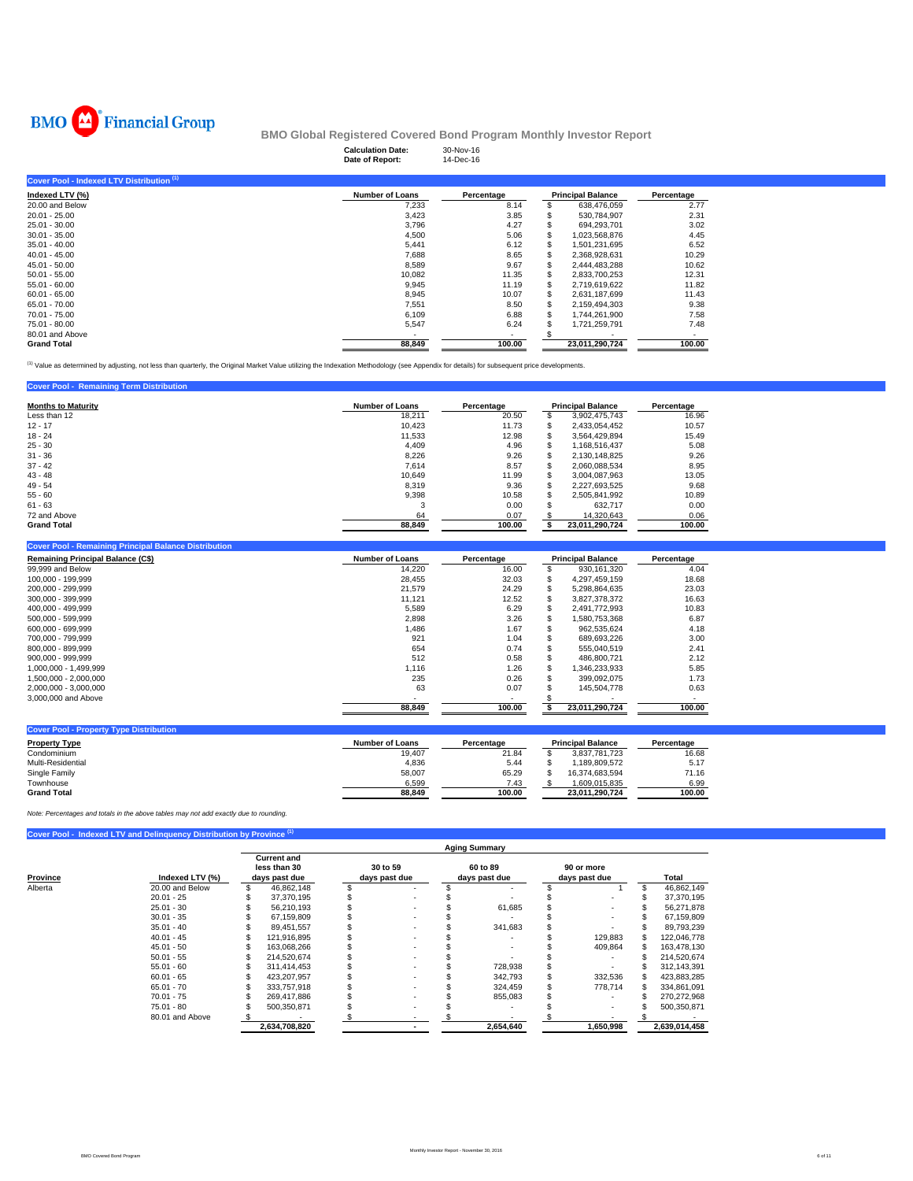BMO Financial Group

## BMO Global Registered Covered Bond Program Monthly Investor Report

**Calculation Date:** 30-Nov-16
**Date of Report:** 14-Dec-16

### Cover Pool - Indexed LTV Distribution [1]

| Indexed LTV (%) | Number of Loans | Percentage | Principal Balance | Percentage |
|---|---|---|---|---|
| 20.00 and Below | 7,233 | 8.14 | $ 638,476,059 | 2.77 |
| 20.01 - 25.00 | 3,423 | 3.85 | $ 530,784,907 | 2.31 |
| 25.01 - 30.00 | 3,796 | 4.27 | $ 694,293,701 | 3.02 |
| 30.01 - 35.00 | 4,500 | 5.06 | $ 1,023,568,876 | 4.45 |
| 35.01 - 40.00 | 5,441 | 6.12 | $ 1,501,231,695 | 6.52 |
| 40.01 - 45.00 | 7,688 | 8.65 | $ 2,368,928,631 | 10.29 |
| 45.01 - 50.00 | 8,589 | 9.67 | $ 2,444,483,288 | 10.62 |
| 50.01 - 55.00 | 10,082 | 11.35 | $ 2,833,700,253 | 12.31 |
| 55.01 - 60.00 | 9,945 | 11.19 | $ 2,719,619,622 | 11.82 |
| 60.01 - 65.00 | 8,945 | 10.07 | $ 2,631,187,699 | 11.43 |
| 65.01 - 70.00 | 7,551 | 8.50 | $ 2,159,494,303 | 9.38 |
| 70.01 - 75.00 | 6,109 | 6.88 | $ 1,744,261,900 | 7.58 |
| 75.01 - 80.00 | 5,547 | 6.24 | $ 1,721,259,791 | 7.48 |
| 80.01 and Above | - | - | $ - | - |
| **Grand Total** | **88,849** | **100.00** | **23,011,290,724** | **100.00** |

[1] Value as determined by adjusting, not less than quarterly, the Original Market Value utilizing the Indexation Methodology (see Appendix for details) for subsequent price developments.

### Cover Pool - Remaining Term Distribution

| Months to Maturity | Number of Loans | Percentage | Principal Balance | Percentage |
|---|---|---|---|---|
| Less than 12 | 18,211 | 20.50 | $ 3,902,475,743 | 16.96 |
| 12 - 17 | 10,423 | 11.73 | $ 2,433,054,452 | 10.57 |
| 18 - 24 | 11,533 | 12.98 | $ 3,564,429,894 | 15.49 |
| 25 - 30 | 4,409 | 4.96 | $ 1,168,516,437 | 5.08 |
| 31 - 36 | 8,226 | 9.26 | $ 2,130,148,825 | 9.26 |
| 37 - 42 | 7,614 | 8.57 | $ 2,060,088,534 | 8.95 |
| 43 - 48 | 10,649 | 11.99 | $ 3,004,087,963 | 13.05 |
| 49 - 54 | 8,319 | 9.36 | $ 2,227,693,525 | 9.68 |
| 55 - 60 | 9,398 | 10.58 | $ 2,505,841,992 | 10.89 |
| 61 - 63 | 3 | 0.00 | $ 632,717 | 0.00 |
| 72 and Above | 64 | 0.07 | $ 14,320,643 | 0.06 |
| **Grand Total** | **88,849** | **100.00** | **$ 23,011,290,724** | **100.00** |

### Cover Pool - Remaining Principal Balance Distribution

| Remaining Principal Balance (C$) | Number of Loans | Percentage | Principal Balance | Percentage |
|---|---|---|---|---|
| 99,999 and Below | 14,220 | 16.00 | $ 930,161,320 | 4.04 |
| 100,000 - 199,999 | 28,455 | 32.03 | $ 4,297,459,159 | 18.68 |
| 200,000 - 299,999 | 21,579 | 24.29 | $ 5,298,864,635 | 23.03 |
| 300,000 - 399,999 | 11,121 | 12.52 | $ 3,827,378,372 | 16.63 |
| 400,000 - 499,999 | 5,589 | 6.29 | $ 2,491,772,993 | 10.83 |
| 500,000 - 599,999 | 2,898 | 3.26 | $ 1,580,753,368 | 6.87 |
| 600,000 - 699,999 | 1,486 | 1.67 | $ 962,535,624 | 4.18 |
| 700,000 - 799,999 | 921 | 1.04 | $ 689,693,226 | 3.00 |
| 800,000 - 899,999 | 654 | 0.74 | $ 555,040,519 | 2.41 |
| 900,000 - 999,999 | 512 | 0.58 | $ 486,800,721 | 2.12 |
| 1,000,000 - 1,499,999 | 1,116 | 1.26 | $ 1,346,233,933 | 5.85 |
| 1,500,000 - 2,000,000 | 235 | 0.26 | $ 399,092,075 | 1.73 |
| 2,000,000 - 3,000,000 | 63 | 0.07 | $ 145,504,778 | 0.63 |
| 3,000,000 and Above | - | - | $ - | - |
| | **88,849** | **100.00** | **$ 23,011,290,724** | **100.00** |

### Cover Pool - Property Type Distribution

| Property Type | Number of Loans | Percentage | Principal Balance | Percentage |
|---|---|---|---|---|
| Condominium | 19,407 | 21.84 | $ 3,837,781,723 | 16.68 |
| Multi-Residential | 4,836 | 5.44 | $ 1,189,809,572 | 5.17 |
| Single Family | 58,007 | 65.29 | $ 16,374,683,594 | 71.16 |
| Townhouse | 6,599 | 7.43 | $ 1,609,015,835 | 6.99 |
| **Grand Total** | **88,849** | **100.00** | **23,011,290,724** | **100.00** |

*Note: Percentages and totals in the above tables may not add exactly due to rounding.*

### Cover Pool - Indexed LTV and Delinquency Distribution by Province [1]

| | | Aging Summary | | | | |
|---|---|---|---|---|---|---|
| Province | Indexed LTV (%) | Current and less than 30 days past due | 30 to 59 days past due | 60 to 89 days past due | 90 or more days past due | Total |
| Alberta | 20.00 and Below | $ 46,862,148 | $ - | $ - | $ 1 | $ 46,862,149 |
| | 20.01 - 25 | $ 37,370,195 | $ - | $ - | $ - | $ 37,370,195 |
| | 25.01 - 30 | $ 56,210,193 | $ - | $ 61,685 | $ - | $ 56,271,878 |
| | 30.01 - 35 | $ 67,159,809 | $ - | $ - | $ - | $ 67,159,809 |
| | 35.01 - 40 | $ 89,451,557 | $ - | $ 341,683 | $ - | $ 89,793,239 |
| | 40.01 - 45 | $ 121,916,895 | $ - | $ - | $ 129,883 | $ 122,046,778 |
| | 45.01 - 50 | $ 163,068,266 | $ - | $ - | $ 409,864 | $ 163,478,130 |
| | 50.01 - 55 | $ 214,520,674 | $ - | $ - | $ - | $ 214,520,674 |
| | 55.01 - 60 | $ 311,414,453 | $ - | $ 728,938 | $ - | $ 312,143,391 |
| | 60.01 - 65 | $ 423,207,957 | $ - | $ 342,793 | $ 332,536 | $ 423,883,285 |
| | 65.01 - 70 | $ 333,757,918 | $ - | $ 324,459 | $ 778,714 | $ 334,861,091 |
| | 70.01 - 75 | $ 269,417,886 | $ - | $ 855,083 | $ - | $ 270,272,968 |
| | 75.01 - 80 | $ 500,350,871 | $ - | $ - | $ - | $ 500,350,871 |
| | 80.01 and Above | $ - | $ - | $ - | $ - | $ - |
| | | **2,634,708,820** | **-** | **2,654,640** | **1,650,998** | **2,639,014,458** |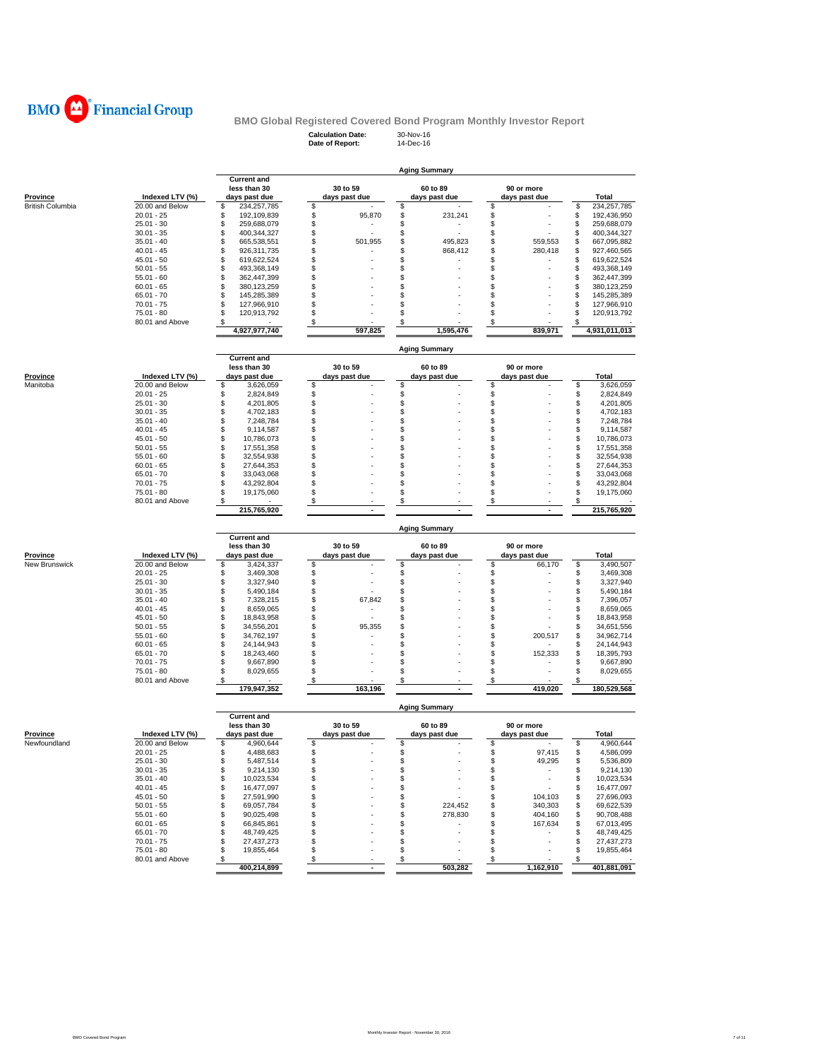**BMO Financial Group**

## BMO Global Registered Covered Bond Program Monthly Investor Report

**Calculation Date:** 30-Nov-16
**Date of Report:** 14-Dec-16

### Aging Summary

| Province | Indexed LTV (%) | Current and less than 30 days past due | 30 to 59 days past due | 60 to 89 days past due | 90 or more days past due | Total |
|---|---|---|---|---|---|---|
| British Columbia | 20.00 and Below | $ 234,257,785 | $ - | $ - | $ - | $ 234,257,785 |
| | 20.01 - 25 | $ 192,109,839 | $ 95,870 | $ 231,241 | $ - | $ 192,436,950 |
| | 25.01 - 30 | $ 259,688,079 | $ - | $ - | $ - | $ 259,688,079 |
| | 30.01 - 35 | $ 400,344,327 | $ - | $ - | $ - | $ 400,344,327 |
| | 35.01 - 40 | $ 665,538,551 | $ 501,955 | $ 495,823 | $ 559,553 | $ 667,095,882 |
| | 40.01 - 45 | $ 926,311,735 | $ - | $ 868,412 | $ 280,418 | $ 927,460,565 |
| | 45.01 - 50 | $ 619,622,524 | $ - | $ - | $ - | $ 619,622,524 |
| | 50.01 - 55 | $ 493,368,149 | $ - | $ - | $ - | $ 493,368,149 |
| | 55.01 - 60 | $ 362,447,399 | $ - | $ - | $ - | $ 362,447,399 |
| | 60.01 - 65 | $ 380,123,259 | $ - | $ - | $ - | $ 380,123,259 |
| | 65.01 - 70 | $ 145,285,389 | $ - | $ - | $ - | $ 145,285,389 |
| | 70.01 - 75 | $ 127,966,910 | $ - | $ - | $ - | $ 127,966,910 |
| | 75.01 - 80 | $ 120,913,792 | $ - | $ - | $ - | $ 120,913,792 |
| | 80.01 and Above | $ - | $ - | $ - | $ - | $ - |
| | | 4,927,977,740 | 597,825 | 1,595,476 | 839,971 | 4,931,011,013 |

### Aging Summary

| Province | Indexed LTV (%) | Current and less than 30 days past due | 30 to 59 days past due | 60 to 89 days past due | 90 or more days past due | Total |
|---|---|---|---|---|---|---|
| Manitoba | 20.00 and Below | $ 3,626,059 | $ - | $ - | $ - | $ 3,626,059 |
| | 20.01 - 25 | $ 2,824,849 | $ - | $ - | $ - | $ 2,824,849 |
| | 25.01 - 30 | $ 4,201,805 | $ - | $ - | $ - | $ 4,201,805 |
| | 30.01 - 35 | $ 4,702,183 | $ - | $ - | $ - | $ 4,702,183 |
| | 35.01 - 40 | $ 7,248,784 | $ - | $ - | $ - | $ 7,248,784 |
| | 40.01 - 45 | $ 9,114,587 | $ - | $ - | $ - | $ 9,114,587 |
| | 45.01 - 50 | $ 10,786,073 | $ - | $ - | $ - | $ 10,786,073 |
| | 50.01 - 55 | $ 17,551,358 | $ - | $ - | $ - | $ 17,551,358 |
| | 55.01 - 60 | $ 32,554,938 | $ - | $ - | $ - | $ 32,554,938 |
| | 60.01 - 65 | $ 27,644,353 | $ - | $ - | $ - | $ 27,644,353 |
| | 65.01 - 70 | $ 33,043,068 | $ - | $ - | $ - | $ 33,043,068 |
| | 70.01 - 75 | $ 43,292,804 | $ - | $ - | $ - | $ 43,292,804 |
| | 75.01 - 80 | $ 19,175,060 | $ - | $ - | $ - | $ 19,175,060 |
| | 80.01 and Above | $ - | $ - | $ - | $ - | $ - |
| | | 215,765,920 | - | - | - | 215,765,920 |

### Aging Summary

| Province | Indexed LTV (%) | Current and less than 30 days past due | 30 to 59 days past due | 60 to 89 days past due | 90 or more days past due | Total |
|---|---|---|---|---|---|---|
| New Brunswick | 20.00 and Below | $ 3,424,337 | $ - | $ - | $ 66,170 | $ 3,490,507 |
| | 20.01 - 25 | $ 3,469,308 | $ - | $ - | $ - | $ 3,469,308 |
| | 25.01 - 30 | $ 3,327,940 | $ - | $ - | $ - | $ 3,327,940 |
| | 30.01 - 35 | $ 5,490,184 | $ - | $ - | $ - | $ 5,490,184 |
| | 35.01 - 40 | $ 7,328,215 | $ 67,842 | $ - | $ - | $ 7,396,057 |
| | 40.01 - 45 | $ 8,659,065 | $ - | $ - | $ - | $ 8,659,065 |
| | 45.01 - 50 | $ 18,843,958 | $ - | $ - | $ - | $ 18,843,958 |
| | 50.01 - 55 | $ 34,556,201 | $ 95,355 | $ - | $ - | $ 34,651,556 |
| | 55.01 - 60 | $ 34,762,197 | $ - | $ - | $ 200,517 | $ 34,962,714 |
| | 60.01 - 65 | $ 24,144,943 | $ - | $ - | $ - | $ 24,144,943 |
| | 65.01 - 70 | $ 18,243,460 | $ - | $ - | $ 152,333 | $ 18,395,793 |
| | 70.01 - 75 | $ 9,667,890 | $ - | $ - | $ - | $ 9,667,890 |
| | 75.01 - 80 | $ 8,029,655 | $ - | $ - | $ - | $ 8,029,655 |
| | 80.01 and Above | $ - | $ - | $ - | $ - | $ - |
| | | 179,947,352 | 163,196 | - | 419,020 | 180,529,568 |

### Aging Summary

| Province | Indexed LTV (%) | Current and less than 30 days past due | 30 to 59 days past due | 60 to 89 days past due | 90 or more days past due | Total |
|---|---|---|---|---|---|---|
| Newfoundland | 20.00 and Below | $ 4,960,644 | $ - | $ - | $ - | $ 4,960,644 |
| | 20.01 - 25 | $ 4,488,683 | $ - | $ - | $ 97,415 | $ 4,586,099 |
| | 25.01 - 30 | $ 5,487,514 | $ - | $ - | $ 49,295 | $ 5,536,809 |
| | 30.01 - 35 | $ 9,214,130 | $ - | $ - | $ - | $ 9,214,130 |
| | 35.01 - 40 | $ 10,023,534 | $ - | $ - | $ - | $ 10,023,534 |
| | 40.01 - 45 | $ 16,477,097 | $ - | $ - | $ - | $ 16,477,097 |
| | 45.01 - 50 | $ 27,591,990 | $ - | $ - | $ 104,103 | $ 27,696,093 |
| | 50.01 - 55 | $ 69,057,784 | $ - | $ 224,452 | $ 340,303 | $ 69,622,539 |
| | 55.01 - 60 | $ 90,025,498 | $ - | $ 278,830 | $ 404,160 | $ 90,708,488 |
| | 60.01 - 65 | $ 66,845,861 | $ - | $ - | $ 167,634 | $ 67,013,495 |
| | 65.01 - 70 | $ 48,749,425 | $ - | $ - | $ - | $ 48,749,425 |
| | 70.01 - 75 | $ 27,437,273 | $ - | $ - | $ - | $ 27,437,273 |
| | 75.01 - 80 | $ 19,855,464 | $ - | $ - | $ - | $ 19,855,464 |
| | 80.01 and Above | $ - | $ - | $ - | $ - | $ - |
| | | 400,214,899 | - | 503,282 | 1,162,910 | 401,881,091 |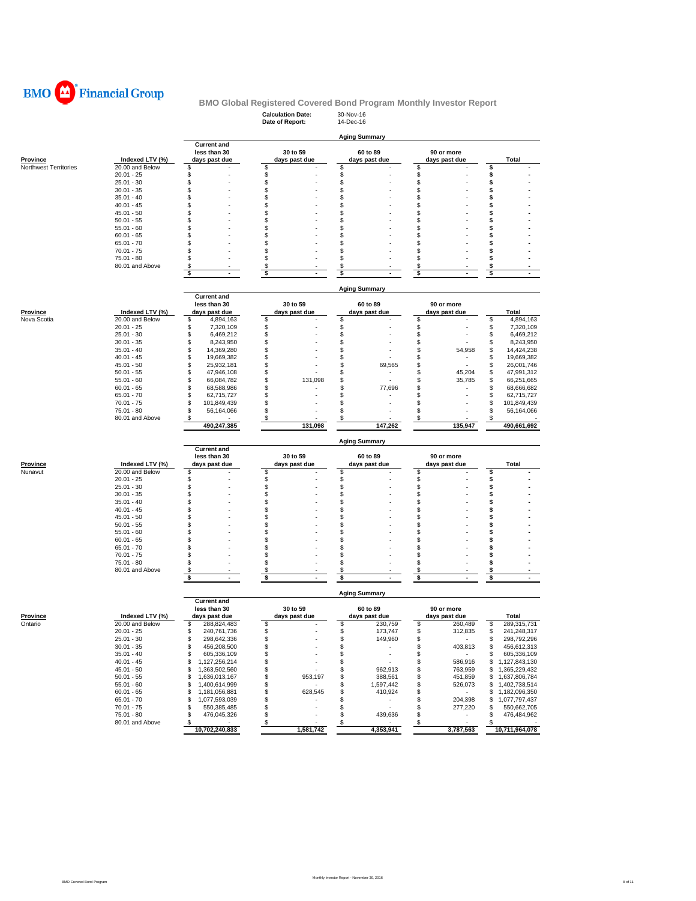**BMO Financial Group**

# BMO Global Registered Covered Bond Program Monthly Investor Report

**Calculation Date:** 30-Nov-16
**Date of Report:** 14-Dec-16

## Aging Summary

| Province | Indexed LTV (%) | Current and less than 30 days past due | 30 to 59 days past due | 60 to 89 days past due | 90 or more days past due | Total |
|---|---|---|---|---|---|---|
| Northwest Territories | 20.00 and Below | $ - | $ - | $ - | $ - | $ - |
| | 20.01 - 25 | $ - | $ - | $ - | $ - | $ - |
| | 25.01 - 30 | $ - | $ - | $ - | $ - | $ - |
| | 30.01 - 35 | $ - | $ - | $ - | $ - | $ - |
| | 35.01 - 40 | $ - | $ - | $ - | $ - | $ - |
| | 40.01 - 45 | $ - | $ - | $ - | $ - | $ - |
| | 45.01 - 50 | $ - | $ - | $ - | $ - | $ - |
| | 50.01 - 55 | $ - | $ - | $ - | $ - | $ - |
| | 55.01 - 60 | $ - | $ - | $ - | $ - | $ - |
| | 60.01 - 65 | $ - | $ - | $ - | $ - | $ - |
| | 65.01 - 70 | $ - | $ - | $ - | $ - | $ - |
| | 70.01 - 75 | $ - | $ - | $ - | $ - | $ - |
| | 75.01 - 80 | $ - | $ - | $ - | $ - | $ - |
| | 80.01 and Above | $ - | $ - | $ - | $ - | $ - |
| | | $ - | $ - | $ - | $ - | $ - |

## Aging Summary

| Province | Indexed LTV (%) | Current and less than 30 days past due | 30 to 59 days past due | 60 to 89 days past due | 90 or more days past due | Total |
|---|---|---|---|---|---|---|
| Nova Scotia | 20.00 and Below | $ 4,894,163 | $ - | $ - | $ - | $ 4,894,163 |
| | 20.01 - 25 | $ 7,320,109 | $ - | $ - | $ - | $ 7,320,109 |
| | 25.01 - 30 | $ 6,469,212 | $ - | $ - | $ - | $ 6,469,212 |
| | 30.01 - 35 | $ 8,243,950 | $ - | $ - | $ - | $ 8,243,950 |
| | 35.01 - 40 | $ 14,369,280 | $ - | $ - | $ 54,958 | $ 14,424,238 |
| | 40.01 - 45 | $ 19,669,382 | $ - | $ - | $ - | $ 19,669,382 |
| | 45.01 - 50 | $ 25,932,181 | $ - | $ 69,565 | $ - | $ 26,001,746 |
| | 50.01 - 55 | $ 47,946,108 | $ - | $ - | $ 45,204 | $ 47,991,312 |
| | 55.01 - 60 | $ 66,084,782 | $ 131,098 | $ - | $ 35,785 | $ 66,251,665 |
| | 60.01 - 65 | $ 68,588,986 | $ - | $ 77,696 | $ - | $ 68,666,682 |
| | 65.01 - 70 | $ 62,715,727 | $ - | $ - | $ - | $ 62,715,727 |
| | 70.01 - 75 | $ 101,849,439 | $ - | $ - | $ - | $ 101,849,439 |
| | 75.01 - 80 | $ 56,164,066 | $ - | $ - | $ - | $ 56,164,066 |
| | 80.01 and Above | $ - | $ - | $ - | $ - | $ - |
| | | 490,247,385 | 131,098 | 147,262 | 135,947 | 490,661,692 |

## Aging Summary

| Province | Indexed LTV (%) | Current and less than 30 days past due | 30 to 59 days past due | 60 to 89 days past due | 90 or more days past due | Total |
|---|---|---|---|---|---|---|
| Nunavut | 20.00 and Below | $ - | $ - | $ - | $ - | $ - |
| | 20.01 - 25 | $ - | $ - | $ - | $ - | $ - |
| | 25.01 - 30 | $ - | $ - | $ - | $ - | $ - |
| | 30.01 - 35 | $ - | $ - | $ - | $ - | $ - |
| | 35.01 - 40 | $ - | $ - | $ - | $ - | $ - |
| | 40.01 - 45 | $ - | $ - | $ - | $ - | $ - |
| | 45.01 - 50 | $ - | $ - | $ - | $ - | $ - |
| | 50.01 - 55 | $ - | $ - | $ - | $ - | $ - |
| | 55.01 - 60 | $ - | $ - | $ - | $ - | $ - |
| | 60.01 - 65 | $ - | $ - | $ - | $ - | $ - |
| | 65.01 - 70 | $ - | $ - | $ - | $ - | $ - |
| | 70.01 - 75 | $ - | $ - | $ - | $ - | $ - |
| | 75.01 - 80 | $ - | $ - | $ - | $ - | $ - |
| | 80.01 and Above | $ - | $ - | $ - | $ - | $ - |
| | | $ - | $ - | $ - | $ - | $ - |

## Aging Summary

| Province | Indexed LTV (%) | Current and less than 30 days past due | 30 to 59 days past due | 60 to 89 days past due | 90 or more days past due | Total |
|---|---|---|---|---|---|---|
| Ontario | 20.00 and Below | $ 288,824,483 | $ - | $ 230,759 | $ 260,489 | $ 289,315,731 |
| | 20.01 - 25 | $ 240,761,736 | $ - | $ 173,747 | $ 312,835 | $ 241,248,317 |
| | 25.01 - 30 | $ 298,642,336 | $ - | $ 149,960 | $ - | $ 298,792,296 |
| | 30.01 - 35 | $ 456,208,500 | $ - | $ - | $ 403,813 | $ 456,612,313 |
| | 35.01 - 40 | $ 605,336,109 | $ - | $ - | $ - | $ 605,336,109 |
| | 40.01 - 45 | $ 1,127,256,214 | $ - | $ - | $ 586,916 | $ 1,127,843,130 |
| | 45.01 - 50 | $ 1,363,502,560 | $ - | $ 962,913 | $ 763,959 | $ 1,365,229,432 |
| | 50.01 - 55 | $ 1,636,013,167 | $ 953,197 | $ 388,561 | $ 451,859 | $ 1,637,806,784 |
| | 55.01 - 60 | $ 1,400,614,999 | $ - | $ 1,597,442 | $ 526,073 | $ 1,402,738,514 |
| | 60.01 - 65 | $ 1,181,056,881 | $ 628,545 | $ 410,924 | $ - | $ 1,182,096,350 |
| | 65.01 - 70 | $ 1,077,593,039 | $ - | $ - | $ 204,398 | $ 1,077,797,437 |
| | 70.01 - 75 | $ 550,385,485 | $ - | $ - | $ 277,220 | $ 550,662,705 |
| | 75.01 - 80 | $ 476,045,326 | $ - | $ 439,636 | $ - | $ 476,484,962 |
| | 80.01 and Above | $ - | $ - | $ - | $ - | $ - |
| | | 10,702,240,833 | 1,581,742 | 4,353,941 | 3,787,563 | 10,711,964,078 |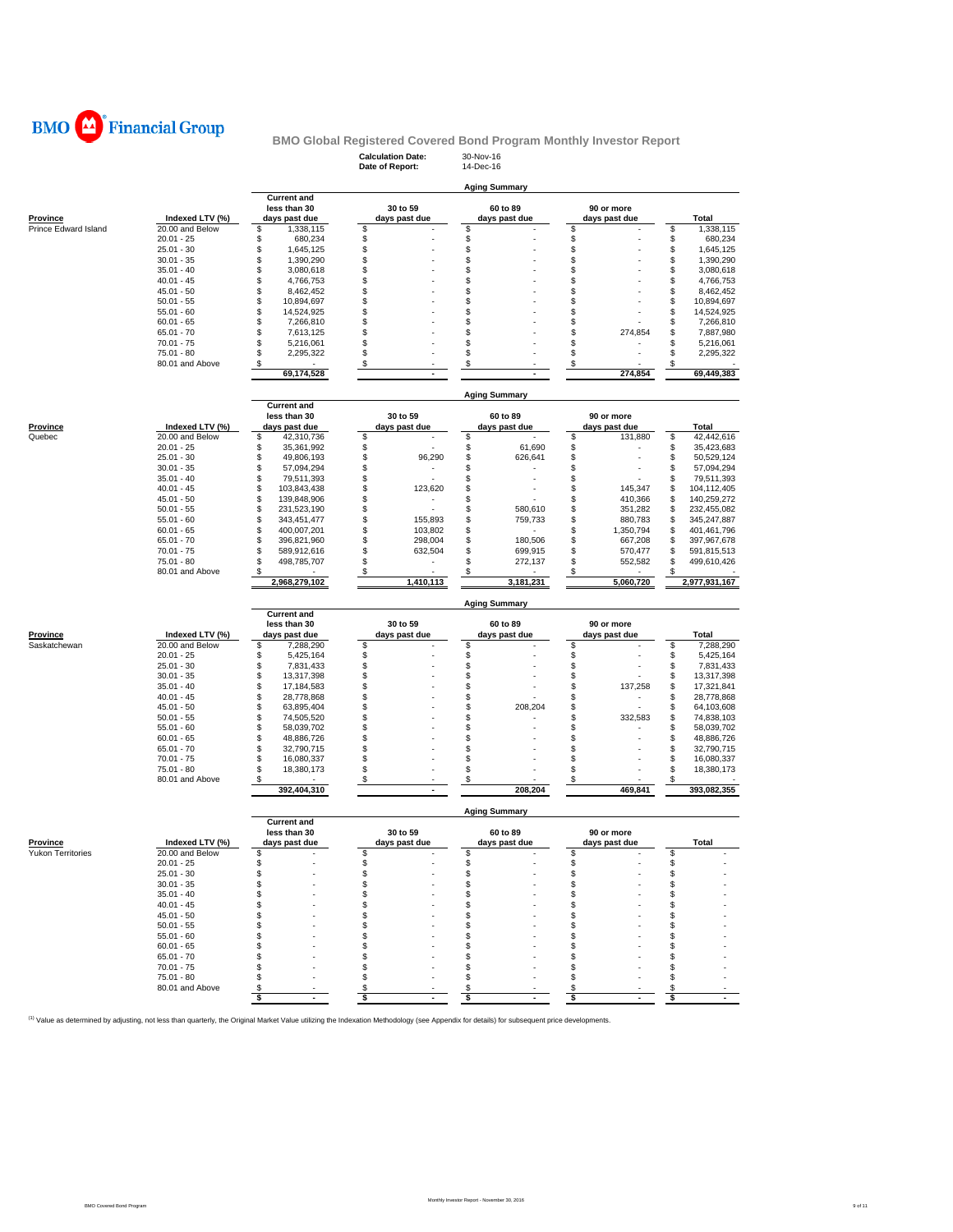BMO Financial Group

## BMO Global Registered Covered Bond Program Monthly Investor Report

**Calculation Date:** 30-Nov-16
**Date of Report:** 14-Dec-16

### Aging Summary

| Province | Indexed LTV (%) | Current and less than 30 days past due | 30 to 59 days past due | 60 to 89 days past due | 90 or more days past due | Total |
|---|---|---|---|---|---|---|
| Prince Edward Island | 20.00 and Below | $ 1,338,115 | $ - | $ - | $ - | $ 1,338,115 |
| | 20.01 - 25 | $ 680,234 | $ - | $ - | $ - | $ 680,234 |
| | 25.01 - 30 | $ 1,645,125 | $ - | $ - | $ - | $ 1,645,125 |
| | 30.01 - 35 | $ 1,390,290 | $ - | $ - | $ - | $ 1,390,290 |
| | 35.01 - 40 | $ 3,080,618 | $ - | $ - | $ - | $ 3,080,618 |
| | 40.01 - 45 | $ 4,766,753 | $ - | $ - | $ - | $ 4,766,753 |
| | 45.01 - 50 | $ 8,462,452 | $ - | $ - | $ - | $ 8,462,452 |
| | 50.01 - 55 | $ 10,894,697 | $ - | $ - | $ - | $ 10,894,697 |
| | 55.01 - 60 | $ 14,524,925 | $ - | $ - | $ - | $ 14,524,925 |
| | 60.01 - 65 | $ 7,266,810 | $ - | $ - | $ - | $ 7,266,810 |
| | 65.01 - 70 | $ 7,613,125 | $ - | $ - | $ 274,854 | $ 7,887,980 |
| | 70.01 - 75 | $ 5,216,061 | $ - | $ - | $ - | $ 5,216,061 |
| | 75.01 - 80 | $ 2,295,322 | $ - | $ - | $ - | $ 2,295,322 |
| | 80.01 and Above | $ - | $ - | $ - | $ - | $ - |
| | | 69,174,528 | - | - | 274,854 | 69,449,383 |

### Aging Summary

| Province | Indexed LTV (%) | Current and less than 30 days past due | 30 to 59 days past due | 60 to 89 days past due | 90 or more days past due | Total |
|---|---|---|---|---|---|---|
| Quebec | 20.00 and Below | $ 42,310,736 | $ - | $ - | $ 131,880 | $ 42,442,616 |
| | 20.01 - 25 | $ 35,361,992 | $ - | $ 61,690 | $ - | $ 35,423,683 |
| | 25.01 - 30 | $ 49,806,193 | $ 96,290 | $ 626,641 | $ - | $ 50,529,124 |
| | 30.01 - 35 | $ 57,094,294 | $ - | $ - | $ - | $ 57,094,294 |
| | 35.01 - 40 | $ 79,511,393 | $ - | $ - | $ - | $ 79,511,393 |
| | 40.01 - 45 | $ 103,843,438 | $ 123,620 | $ - | $ 145,347 | $ 104,112,405 |
| | 45.01 - 50 | $ 139,848,906 | $ - | $ - | $ 410,366 | $ 140,259,272 |
| | 50.01 - 55 | $ 231,523,190 | $ - | $ 580,610 | $ 351,282 | $ 232,455,082 |
| | 55.01 - 60 | $ 343,451,477 | $ 155,893 | $ 759,733 | $ 880,783 | $ 345,247,887 |
| | 60.01 - 65 | $ 400,007,201 | $ 103,802 | $ - | $ 1,350,794 | $ 401,461,796 |
| | 65.01 - 70 | $ 396,821,960 | $ 298,004 | $ 180,506 | $ 667,208 | $ 397,967,678 |
| | 70.01 - 75 | $ 589,912,616 | $ 632,504 | $ 699,915 | $ 570,477 | $ 591,815,513 |
| | 75.01 - 80 | $ 498,785,707 | $ - | $ 272,137 | $ 552,582 | $ 499,610,426 |
| | 80.01 and Above | $ - | $ - | $ - | $ - | $ - |
| | | 2,968,279,102 | 1,410,113 | 3,181,231 | 5,060,720 | 2,977,931,167 |

### Aging Summary

| Province | Indexed LTV (%) | Current and less than 30 days past due | 30 to 59 days past due | 60 to 89 days past due | 90 or more days past due | Total |
|---|---|---|---|---|---|---|
| Saskatchewan | 20.00 and Below | $ 7,288,290 | $ - | $ - | $ - | $ 7,288,290 |
| | 20.01 - 25 | $ 5,425,164 | $ - | $ - | $ - | $ 5,425,164 |
| | 25.01 - 30 | $ 7,831,433 | $ - | $ - | $ - | $ 7,831,433 |
| | 30.01 - 35 | $ 13,317,398 | $ - | $ - | $ - | $ 13,317,398 |
| | 35.01 - 40 | $ 17,184,583 | $ - | $ - | $ 137,258 | $ 17,321,841 |
| | 40.01 - 45 | $ 28,778,868 | $ - | $ - | $ - | $ 28,778,868 |
| | 45.01 - 50 | $ 63,895,404 | $ - | $ 208,204 | $ - | $ 64,103,608 |
| | 50.01 - 55 | $ 74,505,520 | $ - | $ - | $ 332,583 | $ 74,838,103 |
| | 55.01 - 60 | $ 58,039,702 | $ - | $ - | $ - | $ 58,039,702 |
| | 60.01 - 65 | $ 48,886,726 | $ - | $ - | $ - | $ 48,886,726 |
| | 65.01 - 70 | $ 32,790,715 | $ - | $ - | $ - | $ 32,790,715 |
| | 70.01 - 75 | $ 16,080,337 | $ - | $ - | $ - | $ 16,080,337 |
| | 75.01 - 80 | $ 18,380,173 | $ - | $ - | $ - | $ 18,380,173 |
| | 80.01 and Above | $ - | $ - | $ - | $ - | $ - |
| | | 392,404,310 | - | 208,204 | 469,841 | 393,082,355 |

### Aging Summary

| Province | Indexed LTV (%) | Current and less than 30 days past due | 30 to 59 days past due | 60 to 89 days past due | 90 or more days past due | Total |
|---|---|---|---|---|---|---|
| Yukon Territories | 20.00 and Below | $ - | $ - | $ - | $ - | $ - |
| | 20.01 - 25 | $ - | $ - | $ - | $ - | $ - |
| | 25.01 - 30 | $ - | $ - | $ - | $ - | $ - |
| | 30.01 - 35 | $ - | $ - | $ - | $ - | $ - |
| | 35.01 - 40 | $ - | $ - | $ - | $ - | $ - |
| | 40.01 - 45 | $ - | $ - | $ - | $ - | $ - |
| | 45.01 - 50 | $ - | $ - | $ - | $ - | $ - |
| | 50.01 - 55 | $ - | $ - | $ - | $ - | $ - |
| | 55.01 - 60 | $ - | $ - | $ - | $ - | $ - |
| | 60.01 - 65 | $ - | $ - | $ - | $ - | $ - |
| | 65.01 - 70 | $ - | $ - | $ - | $ - | $ - |
| | 70.01 - 75 | $ - | $ - | $ - | $ - | $ - |
| | 75.01 - 80 | $ - | $ - | $ - | $ - | $ - |
| | 80.01 and Above | $ - | $ - | $ - | $ - | $ - |
| | | $ - | $ - | $ - | $ - | $ - |

[1] Value as determined by adjusting, not less than quarterly, the Original Market Value utilizing the Indexation Methodology (see Appendix for details) for subsequent price developments.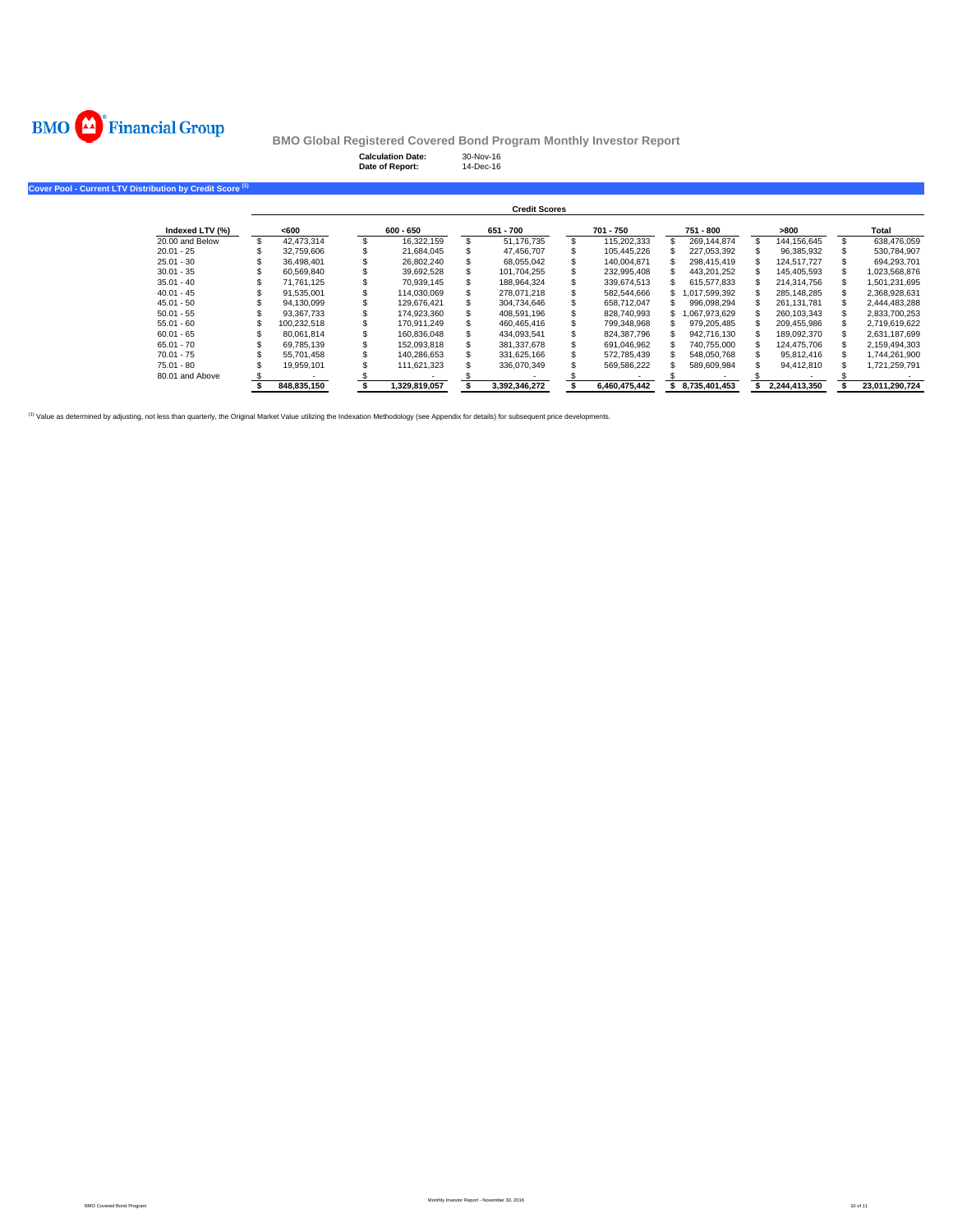# BMO Financial Group

## BMO Global Registered Covered Bond Program Monthly Investor Report

**Calculation Date:** 30-Nov-16
**Date of Report:** 14-Dec-16

### Cover Pool - Current LTV Distribution by Credit Score [1]

| | Credit Scores | | | | | | |
|---|---|---|---|---|---|---|---|
| **Indexed LTV (%)** | **<600** | **600 - 650** | **651 - 700** | **701 - 750** | **751 - 800** | **>800** | **Total** |
| 20.00 and Below | $ 42,473,314 | $ 16,322,159 | $ 51,176,735 | $ 115,202,333 | $ 269,144,874 | $ 144,156,645 | $ 638,476,059 |
| 20.01 - 25 | $ 32,759,606 | $ 21,684,045 | $ 47,456,707 | $ 105,445,226 | $ 227,053,392 | $ 96,385,932 | $ 530,784,907 |
| 25.01 - 30 | $ 36,498,401 | $ 26,802,240 | $ 68,055,042 | $ 140,004,871 | $ 298,415,419 | $ 124,517,727 | $ 694,293,701 |
| 30.01 - 35 | $ 60,569,840 | $ 39,692,528 | $ 101,704,255 | $ 232,995,408 | $ 443,201,252 | $ 145,405,593 | $ 1,023,568,876 |
| 35.01 - 40 | $ 71,761,125 | $ 70,939,145 | $ 188,964,324 | $ 339,674,513 | $ 615,577,833 | $ 214,314,756 | $ 1,501,231,695 |
| 40.01 - 45 | $ 91,535,001 | $ 114,030,069 | $ 278,071,218 | $ 582,544,666 | $ 1,017,599,392 | $ 285,148,285 | $ 2,368,928,631 |
| 45.01 - 50 | $ 94,130,099 | $ 129,676,421 | $ 304,734,646 | $ 658,712,047 | $ 996,098,294 | $ 261,131,781 | $ 2,444,483,288 |
| 50.01 - 55 | $ 93,367,733 | $ 174,923,360 | $ 408,591,196 | $ 828,740,993 | $ 1,067,973,629 | $ 260,103,343 | $ 2,833,700,253 |
| 55.01 - 60 | $ 100,232,518 | $ 170,911,249 | $ 460,465,416 | $ 799,348,968 | $ 979,205,485 | $ 209,455,986 | $ 2,719,619,622 |
| 60.01 - 65 | $ 80,061,814 | $ 160,836,048 | $ 434,093,541 | $ 824,387,796 | $ 942,716,130 | $ 189,092,370 | $ 2,631,187,699 |
| 65.01 - 70 | $ 69,785,139 | $ 152,093,818 | $ 381,337,678 | $ 691,046,962 | $ 740,755,000 | $ 124,475,706 | $ 2,159,494,303 |
| 70.01 - 75 | $ 55,701,458 | $ 140,286,653 | $ 331,625,166 | $ 572,785,439 | $ 548,050,768 | $ 95,812,416 | $ 1,744,261,900 |
| 75.01 - 80 | $ 19,959,101 | $ 111,621,323 | $ 336,070,349 | $ 569,586,222 | $ 589,609,984 | $ 94,412,810 | $ 1,721,259,791 |
| 80.01 and Above | $ - | $ - | $ - | $ - | $ - | $ - | $ - |
| | **$ 848,835,150** | **$ 1,329,819,057** | **$ 3,392,346,272** | **$ 6,460,475,442** | **$ 8,735,401,453** | **$ 2,244,413,350** | **$ 23,011,290,724** |

[1] Value as determined by adjusting, not less than quarterly, the Original Market Value utilizing the Indexation Methodology (see Appendix for details) for subsequent price developments.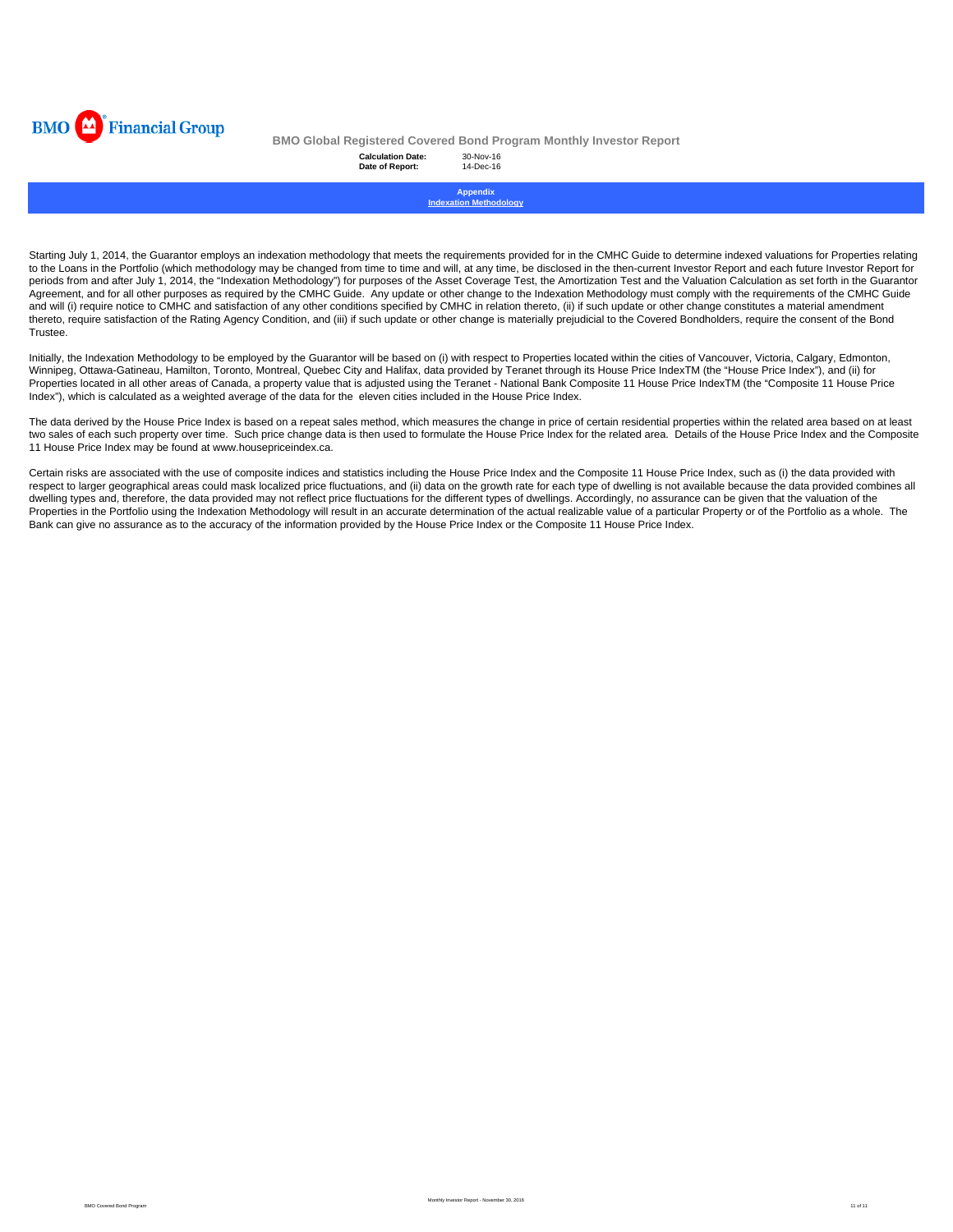BMO Financial Group

# BMO Global Registered Covered Bond Program Monthly Investor Report

**Calculation Date:** 30-Nov-16
**Date of Report:** 14-Dec-16

## Appendix
**Indexation Methodology**

Starting July 1, 2014, the Guarantor employs an indexation methodology that meets the requirements provided for in the CMHC Guide to determine indexed valuations for Properties relating to the Loans in the Portfolio (which methodology may be changed from time to time and will, at any time, be disclosed in the then-current Investor Report and each future Investor Report for periods from and after July 1, 2014, the "Indexation Methodology") for purposes of the Asset Coverage Test, the Amortization Test and the Valuation Calculation as set forth in the Guarantor Agreement, and for all other purposes as required by the CMHC Guide. Any update or other change to the Indexation Methodology must comply with the requirements of the CMHC Guide and will (i) require notice to CMHC and satisfaction of any other conditions specified by CMHC in relation thereto, (ii) if such update or other change constitutes a material amendment thereto, require satisfaction of the Rating Agency Condition, and (iii) if such update or other change is materially prejudicial to the Covered Bondholders, require the consent of the Bond Trustee.

Initially, the Indexation Methodology to be employed by the Guarantor will be based on (i) with respect to Properties located within the cities of Vancouver, Victoria, Calgary, Edmonton, Winnipeg, Ottawa-Gatineau, Hamilton, Toronto, Montreal, Quebec City and Halifax, data provided by Teranet through its House Price IndexTM (the "House Price Index"), and (ii) for Properties located in all other areas of Canada, a property value that is adjusted using the Teranet - National Bank Composite 11 House Price IndexTM (the "Composite 11 House Price Index"), which is calculated as a weighted average of the data for the eleven cities included in the House Price Index.

The data derived by the House Price Index is based on a repeat sales method, which measures the change in price of certain residential properties within the related area based on at least two sales of each such property over time. Such price change data is then used to formulate the House Price Index for the related area. Details of the House Price Index and the Composite 11 House Price Index may be found at www.housepriceindex.ca.

Certain risks are associated with the use of composite indices and statistics including the House Price Index and the Composite 11 House Price Index, such as (i) the data provided with respect to larger geographical areas could mask localized price fluctuations, and (ii) data on the growth rate for each type of dwelling is not available because the data provided combines all dwelling types and, therefore, the data provided may not reflect price fluctuations for the different types of dwellings. Accordingly, no assurance can be given that the valuation of the Properties in the Portfolio using the Indexation Methodology will result in an accurate determination of the actual realizable value of a particular Property or of the Portfolio as a whole. The Bank can give no assurance as to the accuracy of the information provided by the House Price Index or the Composite 11 House Price Index.